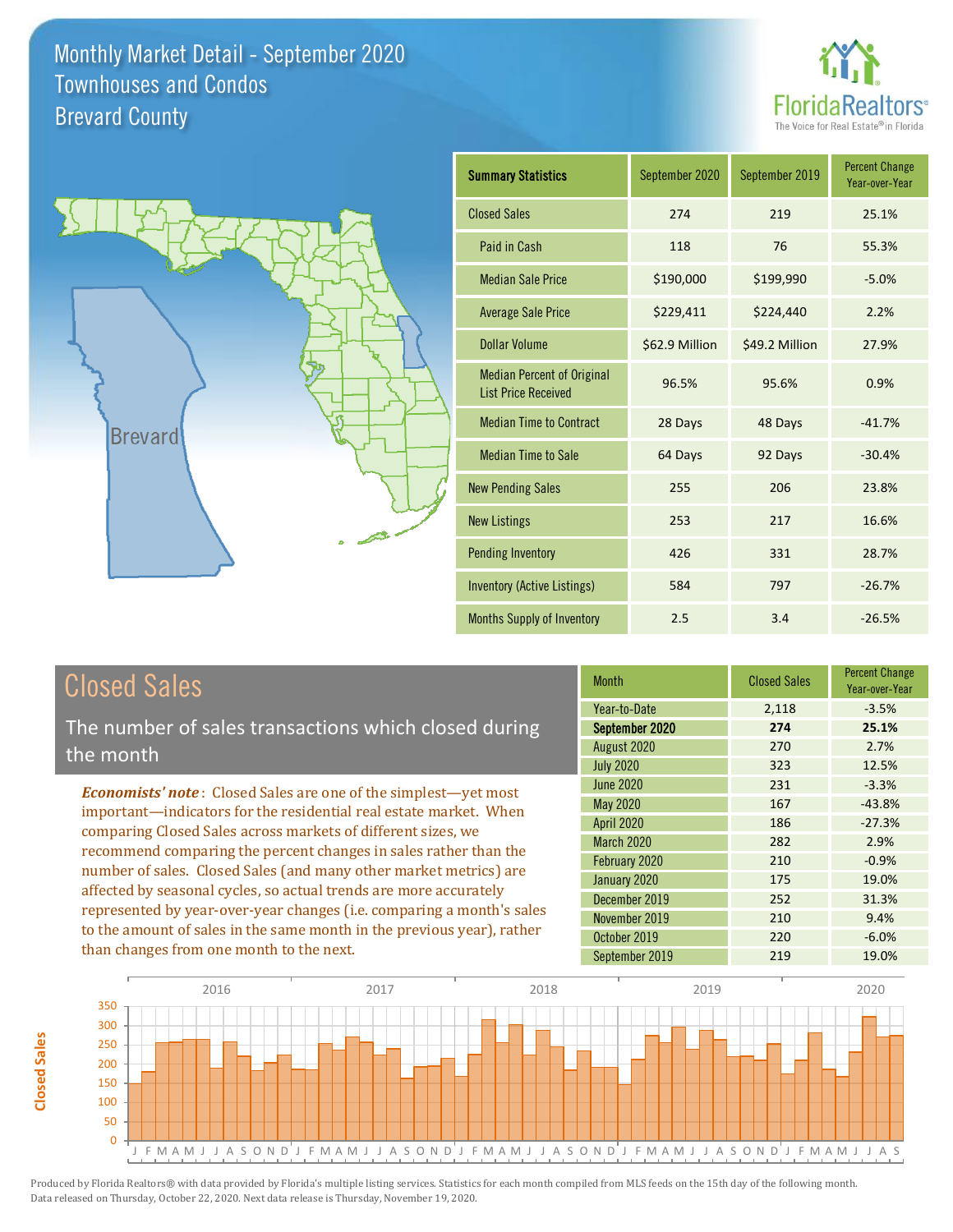# Monthly Market Detail - September 2020
## Townhouses and Condos
## Brevard County

| Summary Statistics | September 2020 | September 2019 | Percent Change Year-over-Year |
|---|---|---|---|
| Closed Sales | 274 | 219 | 25.1% |
| Paid in Cash | 118 | 76 | 55.3% |
| Median Sale Price | $190,000 | $199,990 | -5.0% |
| Average Sale Price | $229,411 | $224,440 | 2.2% |
| Dollar Volume | $62.9 Million | $49.2 Million | 27.9% |
| Median Percent of Original List Price Received | 96.5% | 95.6% | 0.9% |
| Median Time to Contract | 28 Days | 48 Days | -41.7% |
| Median Time to Sale | 64 Days | 92 Days | -30.4% |
| New Pending Sales | 255 | 206 | 23.8% |
| New Listings | 253 | 217 | 16.6% |
| Pending Inventory | 426 | 331 | 28.7% |
| Inventory (Active Listings) | 584 | 797 | -26.7% |
| Months Supply of Inventory | 2.5 | 3.4 | -26.5% |

## Closed Sales

The number of sales transactions which closed during the month

*Economists' note*: Closed Sales are one of the simplest—yet most important—indicators for the residential real estate market. When comparing Closed Sales across markets of different sizes, we recommend comparing the percent changes in sales rather than the number of sales. Closed Sales (and many other market metrics) are affected by seasonal cycles, so actual trends are more accurately represented by year-over-year changes (i.e. comparing a month's sales to the amount of sales in the same month in the previous year), rather than changes from one month to the next.

| Month | Closed Sales | Percent Change Year-over-Year |
|---|---|---|
| Year-to-Date | 2,118 | -3.5% |
| **September 2020** | **274** | **25.1%** |
| August 2020 | 270 | 2.7% |
| July 2020 | 323 | 12.5% |
| June 2020 | 231 | -3.3% |
| May 2020 | 167 | -43.8% |
| April 2020 | 186 | -27.3% |
| March 2020 | 282 | 2.9% |
| February 2020 | 210 | -0.9% |
| January 2020 | 175 | 19.0% |
| December 2019 | 252 | 31.3% |
| November 2019 | 210 | 9.4% |
| October 2019 | 220 | -6.0% |
| September 2019 | 219 | 19.0% |

Produced by Florida Realtors® with data provided by Florida's multiple listing services. Statistics for each month compiled from MLS feeds on the 15th day of the following month. Data released on Thursday, October 22, 2020. Next data release is Thursday, November 19, 2020.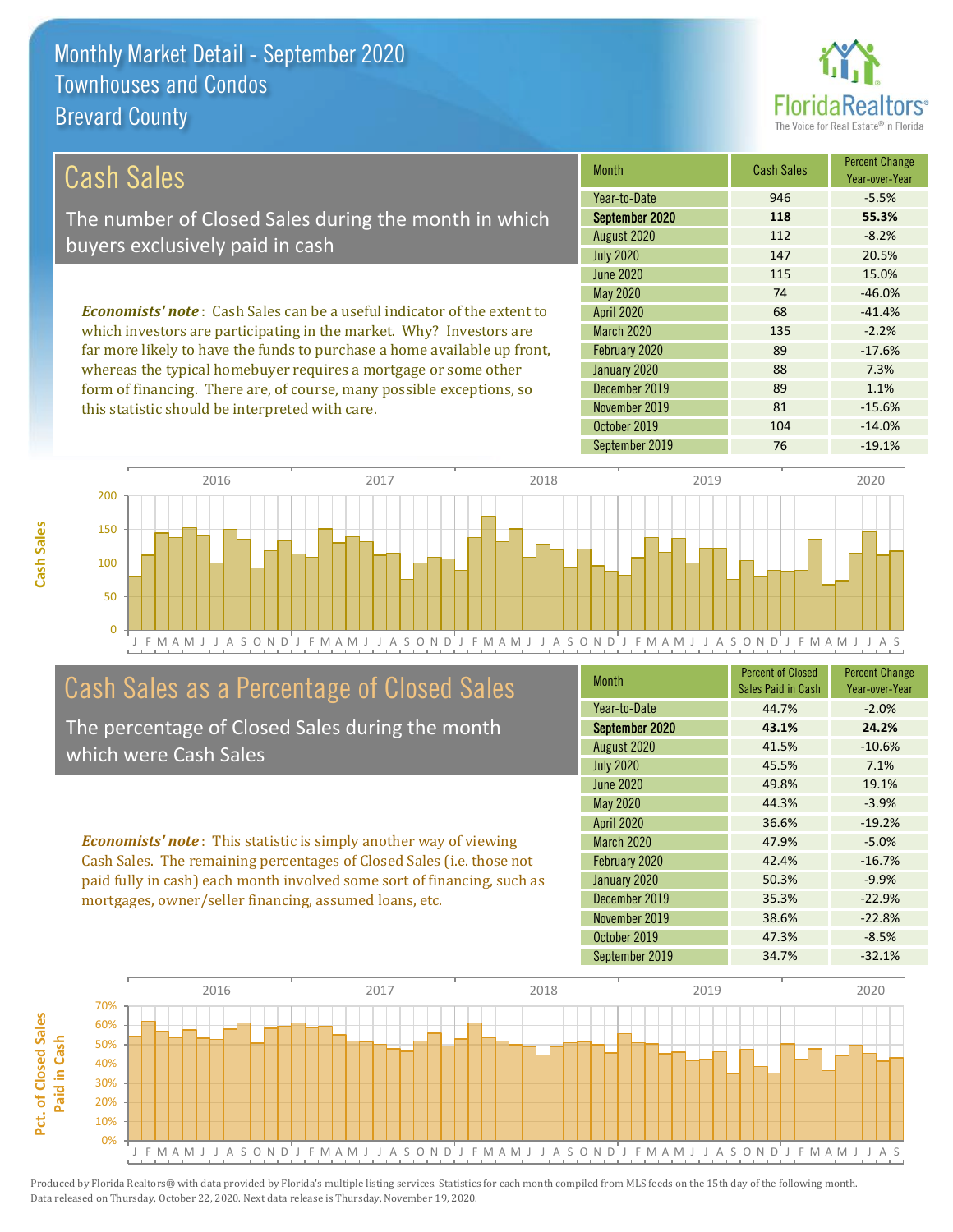# Monthly Market Detail - September 2020
## Townhouses and Condos
## Brevard County

## Cash Sales

The number of Closed Sales during the month in which buyers exclusively paid in cash

*Economists' note*: Cash Sales can be a useful indicator of the extent to which investors are participating in the market. Why? Investors are far more likely to have the funds to purchase a home available up front, whereas the typical homebuyer requires a mortgage or some other form of financing. There are, of course, many possible exceptions, so this statistic should be interpreted with care.

| Month | Cash Sales | Percent Change Year-over-Year |
|---|---|---|
| Year-to-Date | 946 | -5.5% |
| **September 2020** | **118** | **55.3%** |
| August 2020 | 112 | -8.2% |
| July 2020 | 147 | 20.5% |
| June 2020 | 115 | 15.0% |
| May 2020 | 74 | -46.0% |
| April 2020 | 68 | -41.4% |
| March 2020 | 135 | -2.2% |
| February 2020 | 89 | -17.6% |
| January 2020 | 88 | 7.3% |
| December 2019 | 89 | 1.1% |
| November 2019 | 81 | -15.6% |
| October 2019 | 104 | -14.0% |
| September 2019 | 76 | -19.1% |

## Cash Sales as a Percentage of Closed Sales

The percentage of Closed Sales during the month which were Cash Sales

*Economists' note*: This statistic is simply another way of viewing Cash Sales. The remaining percentages of Closed Sales (i.e. those not paid fully in cash) each month involved some sort of financing, such as mortgages, owner/seller financing, assumed loans, etc.

| Month | Percent of Closed Sales Paid in Cash | Percent Change Year-over-Year |
|---|---|---|
| Year-to-Date | 44.7% | -2.0% |
| **September 2020** | **43.1%** | **24.2%** |
| August 2020 | 41.5% | -10.6% |
| July 2020 | 45.5% | 7.1% |
| June 2020 | 49.8% | 19.1% |
| May 2020 | 44.3% | -3.9% |
| April 2020 | 36.6% | -19.2% |
| March 2020 | 47.9% | -5.0% |
| February 2020 | 42.4% | -16.7% |
| January 2020 | 50.3% | -9.9% |
| December 2019 | 35.3% | -22.9% |
| November 2019 | 38.6% | -22.8% |
| October 2019 | 47.3% | -8.5% |
| September 2019 | 34.7% | -32.1% |

Produced by Florida Realtors® with data provided by Florida's multiple listing services. Statistics for each month compiled from MLS feeds on the 15th day of the following month. Data released on Thursday, October 22, 2020. Next data release is Thursday, November 19, 2020.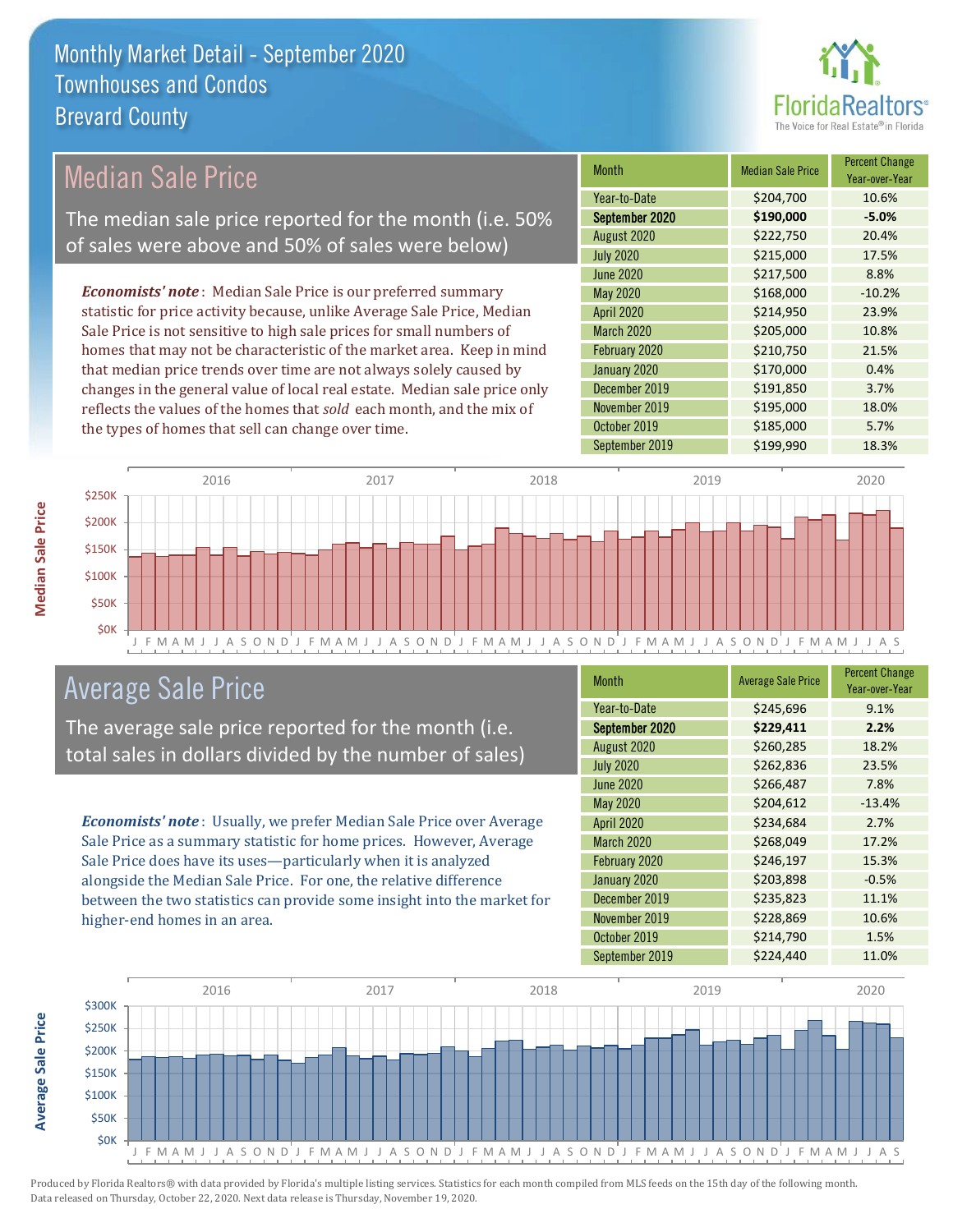# Monthly Market Detail - September 2020
## Townhouses and Condos
## Brevard County

## Median Sale Price

The median sale price reported for the month (i.e. 50% of sales were above and 50% of sales were below)

***Economists' note***: Median Sale Price is our preferred summary statistic for price activity because, unlike Average Sale Price, Median Sale Price is not sensitive to high sale prices for small numbers of homes that may not be characteristic of the market area. Keep in mind that median price trends over time are not always solely caused by changes in the general value of local real estate. Median sale price only reflects the values of the homes that *sold* each month, and the mix of the types of homes that sell can change over time.

| Month | Median Sale Price | Percent Change Year-over-Year |
| --- | --- | --- |
| Year-to-Date | $204,700 | 10.6% |
| **September 2020** | **$190,000** | **-5.0%** |
| August 2020 | $222,750 | 20.4% |
| July 2020 | $215,000 | 17.5% |
| June 2020 | $217,500 | 8.8% |
| May 2020 | $168,000 | -10.2% |
| April 2020 | $214,950 | 23.9% |
| March 2020 | $205,000 | 10.8% |
| February 2020 | $210,750 | 21.5% |
| January 2020 | $170,000 | 0.4% |
| December 2019 | $191,850 | 3.7% |
| November 2019 | $195,000 | 18.0% |
| October 2019 | $185,000 | 5.7% |
| September 2019 | $199,990 | 18.3% |

## Average Sale Price

The average sale price reported for the month (i.e. total sales in dollars divided by the number of sales)

***Economists' note***: Usually, we prefer Median Sale Price over Average Sale Price as a summary statistic for home prices. However, Average Sale Price does have its uses—particularly when it is analyzed alongside the Median Sale Price. For one, the relative difference between the two statistics can provide some insight into the market for higher-end homes in an area.

| Month | Average Sale Price | Percent Change Year-over-Year |
| --- | --- | --- |
| Year-to-Date | $245,696 | 9.1% |
| **September 2020** | **$229,411** | **2.2%** |
| August 2020 | $260,285 | 18.2% |
| July 2020 | $262,836 | 23.5% |
| June 2020 | $266,487 | 7.8% |
| May 2020 | $204,612 | -13.4% |
| April 2020 | $234,684 | 2.7% |
| March 2020 | $268,049 | 17.2% |
| February 2020 | $246,197 | 15.3% |
| January 2020 | $203,898 | -0.5% |
| December 2019 | $235,823 | 11.1% |
| November 2019 | $228,869 | 10.6% |
| October 2019 | $214,790 | 1.5% |
| September 2019 | $224,440 | 11.0% |

Produced by Florida Realtors® with data provided by Florida's multiple listing services. Statistics for each month compiled from MLS feeds on the 15th day of the following month. Data released on Thursday, October 22, 2020. Next data release is Thursday, November 19, 2020.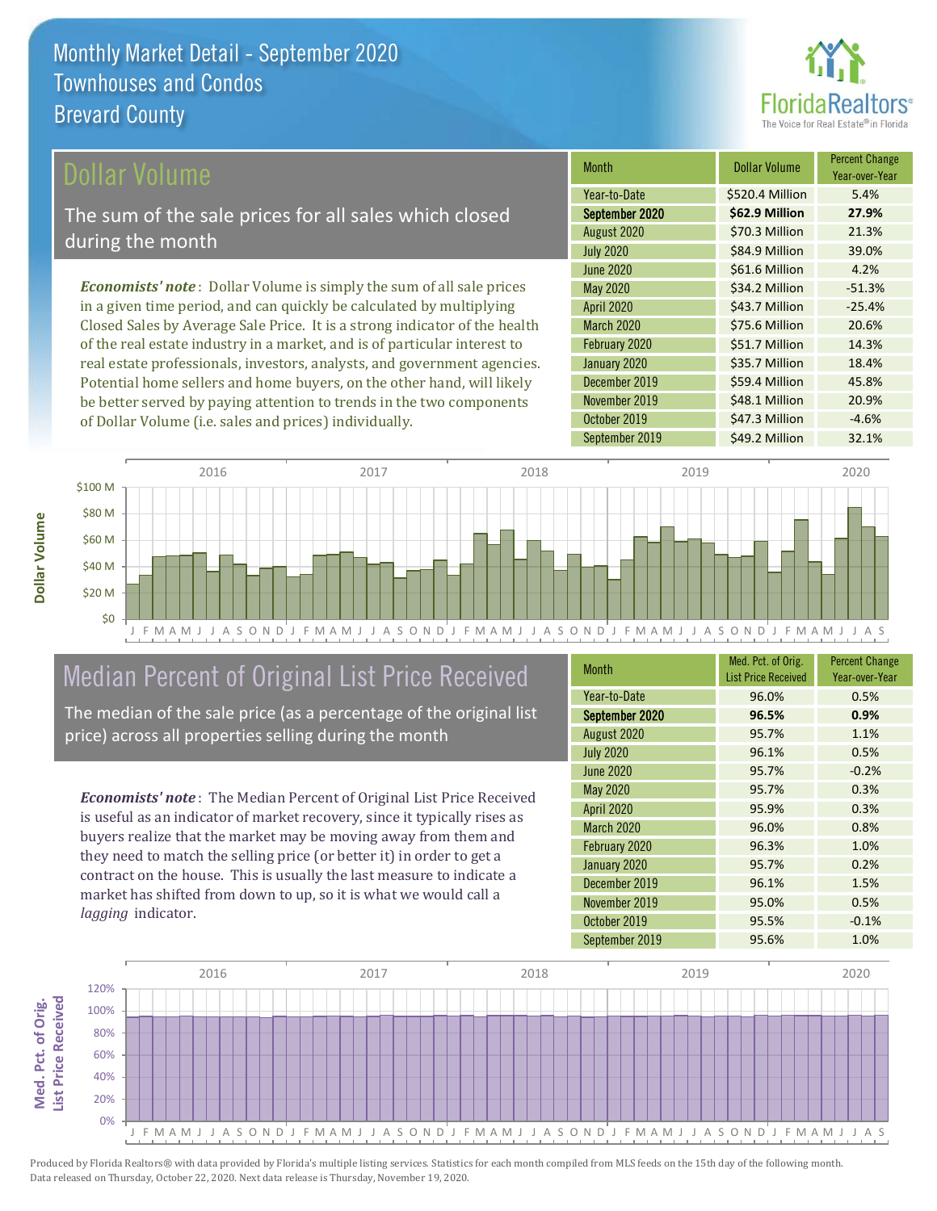# Monthly Market Detail - September 2020
## Townhouses and Condos
## Brevard County

## Dollar Volume

The sum of the sale prices for all sales which closed during the month

*Economists' note*: Dollar Volume is simply the sum of all sale prices in a given time period, and can quickly be calculated by multiplying Closed Sales by Average Sale Price. It is a strong indicator of the health of the real estate industry in a market, and is of particular interest to real estate professionals, investors, analysts, and government agencies. Potential home sellers and home buyers, on the other hand, will likely be better served by paying attention to trends in the two components of Dollar Volume (i.e. sales and prices) individually.

| Month | Dollar Volume | Percent Change Year-over-Year |
|---|---|---|
| Year-to-Date | $520.4 Million | 5.4% |
| **September 2020** | **$62.9 Million** | **27.9%** |
| August 2020 | $70.3 Million | 21.3% |
| July 2020 | $84.9 Million | 39.0% |
| June 2020 | $61.6 Million | 4.2% |
| May 2020 | $34.2 Million | -51.3% |
| April 2020 | $43.7 Million | -25.4% |
| March 2020 | $75.6 Million | 20.6% |
| February 2020 | $51.7 Million | 14.3% |
| January 2020 | $35.7 Million | 18.4% |
| December 2019 | $59.4 Million | 45.8% |
| November 2019 | $48.1 Million | 20.9% |
| October 2019 | $47.3 Million | -4.6% |
| September 2019 | $49.2 Million | 32.1% |

## Median Percent of Original List Price Received

The median of the sale price (as a percentage of the original list price) across all properties selling during the month

*Economists' note*: The Median Percent of Original List Price Received is useful as an indicator of market recovery, since it typically rises as buyers realize that the market may be moving away from them and they need to match the selling price (or better it) in order to get a contract on the house. This is usually the last measure to indicate a market has shifted from down to up, so it is what we would call a *lagging* indicator.

| Month | Med. Pct. of Orig. List Price Received | Percent Change Year-over-Year |
|---|---|---|
| Year-to-Date | 96.0% | 0.5% |
| **September 2020** | **96.5%** | **0.9%** |
| August 2020 | 95.7% | 1.1% |
| July 2020 | 96.1% | 0.5% |
| June 2020 | 95.7% | -0.2% |
| May 2020 | 95.7% | 0.3% |
| April 2020 | 95.9% | 0.3% |
| March 2020 | 96.0% | 0.8% |
| February 2020 | 96.3% | 1.0% |
| January 2020 | 95.7% | 0.2% |
| December 2019 | 96.1% | 1.5% |
| November 2019 | 95.0% | 0.5% |
| October 2019 | 95.5% | -0.1% |
| September 2019 | 95.6% | 1.0% |

Produced by Florida Realtors® with data provided by Florida's multiple listing services. Statistics for each month compiled from MLS feeds on the 15th day of the following month. Data released on Thursday, October 22, 2020. Next data release is Thursday, November 19, 2020.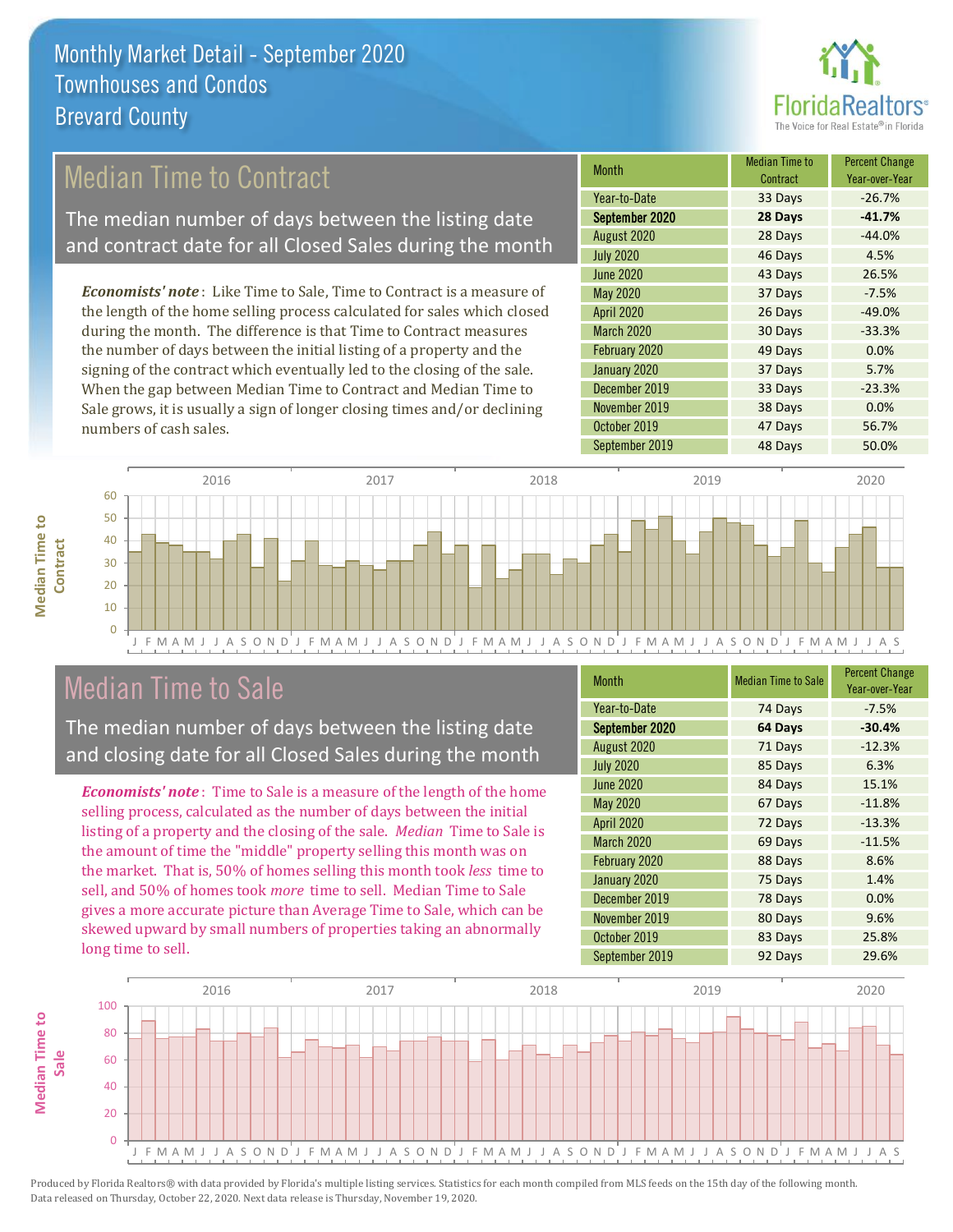# Monthly Market Detail - September 2020
## Townhouses and Condos
## Brevard County

## Median Time to Contract

The median number of days between the listing date and contract date for all Closed Sales during the month

*Economists' note*: Like Time to Sale, Time to Contract is a measure of the length of the home selling process calculated for sales which closed during the month. The difference is that Time to Contract measures the number of days between the initial listing of a property and the signing of the contract which eventually led to the closing of the sale. When the gap between Median Time to Contract and Median Time to Sale grows, it is usually a sign of longer closing times and/or declining numbers of cash sales.

| Month | Median Time to Contract | Percent Change Year-over-Year |
|---|---|---|
| Year-to-Date | 33 Days | -26.7% |
| **September 2020** | **28 Days** | **-41.7%** |
| August 2020 | 28 Days | -44.0% |
| July 2020 | 46 Days | 4.5% |
| June 2020 | 43 Days | 26.5% |
| May 2020 | 37 Days | -7.5% |
| April 2020 | 26 Days | -49.0% |
| March 2020 | 30 Days | -33.3% |
| February 2020 | 49 Days | 0.0% |
| January 2020 | 37 Days | 5.7% |
| December 2019 | 33 Days | -23.3% |
| November 2019 | 38 Days | 0.0% |
| October 2019 | 47 Days | 56.7% |
| September 2019 | 48 Days | 50.0% |

## Median Time to Sale

The median number of days between the listing date and closing date for all Closed Sales during the month

*Economists' note*: Time to Sale is a measure of the length of the home selling process, calculated as the number of days between the initial listing of a property and the closing of the sale. *Median* Time to Sale is the amount of time the "middle" property selling this month was on the market. That is, 50% of homes selling this month took *less* time to sell, and 50% of homes took *more* time to sell. Median Time to Sale gives a more accurate picture than Average Time to Sale, which can be skewed upward by small numbers of properties taking an abnormally long time to sell.

| Month | Median Time to Sale | Percent Change Year-over-Year |
|---|---|---|
| Year-to-Date | 74 Days | -7.5% |
| **September 2020** | **64 Days** | **-30.4%** |
| August 2020 | 71 Days | -12.3% |
| July 2020 | 85 Days | 6.3% |
| June 2020 | 84 Days | 15.1% |
| May 2020 | 67 Days | -11.8% |
| April 2020 | 72 Days | -13.3% |
| March 2020 | 69 Days | -11.5% |
| February 2020 | 88 Days | 8.6% |
| January 2020 | 75 Days | 1.4% |
| December 2019 | 78 Days | 0.0% |
| November 2019 | 80 Days | 9.6% |
| October 2019 | 83 Days | 25.8% |
| September 2019 | 92 Days | 29.6% |

Produced by Florida Realtors® with data provided by Florida's multiple listing services. Statistics for each month compiled from MLS feeds on the 15th day of the following month. Data released on Thursday, October 22, 2020. Next data release is Thursday, November 19, 2020.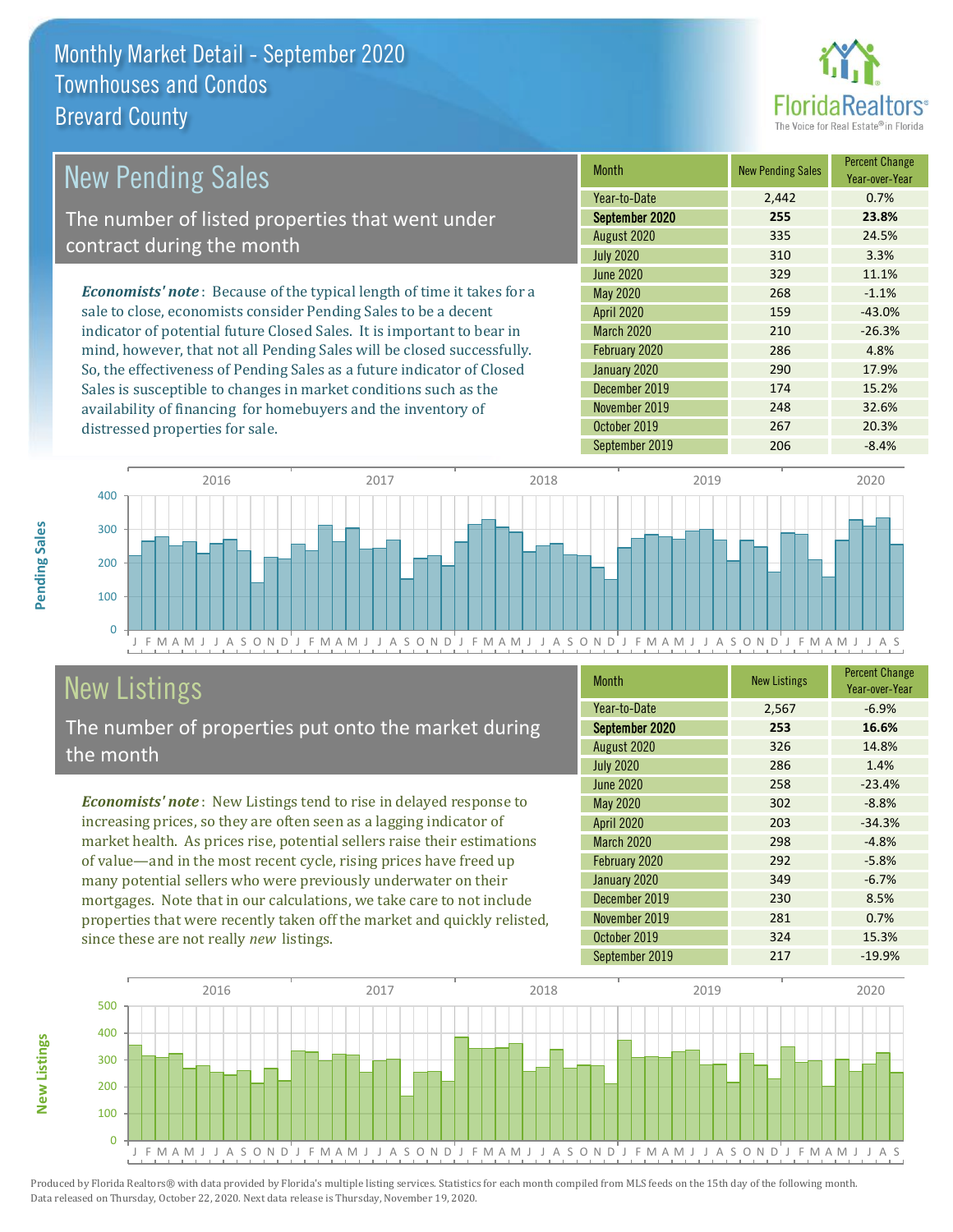# Monthly Market Detail - September 2020
## Townhouses and Condos
## Brevard County

## New Pending Sales

The number of listed properties that went under contract during the month

*Economists' note*: Because of the typical length of time it takes for a sale to close, economists consider Pending Sales to be a decent indicator of potential future Closed Sales. It is important to bear in mind, however, that not all Pending Sales will be closed successfully. So, the effectiveness of Pending Sales as a future indicator of Closed Sales is susceptible to changes in market conditions such as the availability of financing for homebuyers and the inventory of distressed properties for sale.

| Month | New Pending Sales | Percent Change Year-over-Year |
|---|---|---|
| Year-to-Date | 2,442 | 0.7% |
| **September 2020** | **255** | **23.8%** |
| August 2020 | 335 | 24.5% |
| July 2020 | 310 | 3.3% |
| June 2020 | 329 | 11.1% |
| May 2020 | 268 | -1.1% |
| April 2020 | 159 | -43.0% |
| March 2020 | 210 | -26.3% |
| February 2020 | 286 | 4.8% |
| January 2020 | 290 | 17.9% |
| December 2019 | 174 | 15.2% |
| November 2019 | 248 | 32.6% |
| October 2019 | 267 | 20.3% |
| September 2019 | 206 | -8.4% |

## New Listings

The number of properties put onto the market during the month

*Economists' note*: New Listings tend to rise in delayed response to increasing prices, so they are often seen as a lagging indicator of market health. As prices rise, potential sellers raise their estimations of value—and in the most recent cycle, rising prices have freed up many potential sellers who were previously underwater on their mortgages. Note that in our calculations, we take care to not include properties that were recently taken off the market and quickly relisted, since these are not really *new* listings.

| Month | New Listings | Percent Change Year-over-Year |
|---|---|---|
| Year-to-Date | 2,567 | -6.9% |
| **September 2020** | **253** | **16.6%** |
| August 2020 | 326 | 14.8% |
| July 2020 | 286 | 1.4% |
| June 2020 | 258 | -23.4% |
| May 2020 | 302 | -8.8% |
| April 2020 | 203 | -34.3% |
| March 2020 | 298 | -4.8% |
| February 2020 | 292 | -5.8% |
| January 2020 | 349 | -6.7% |
| December 2019 | 230 | 8.5% |
| November 2019 | 281 | 0.7% |
| October 2019 | 324 | 15.3% |
| September 2019 | 217 | -19.9% |

Produced by Florida Realtors® with data provided by Florida's multiple listing services. Statistics for each month compiled from MLS feeds on the 15th day of the following month. Data released on Thursday, October 22, 2020. Next data release is Thursday, November 19, 2020.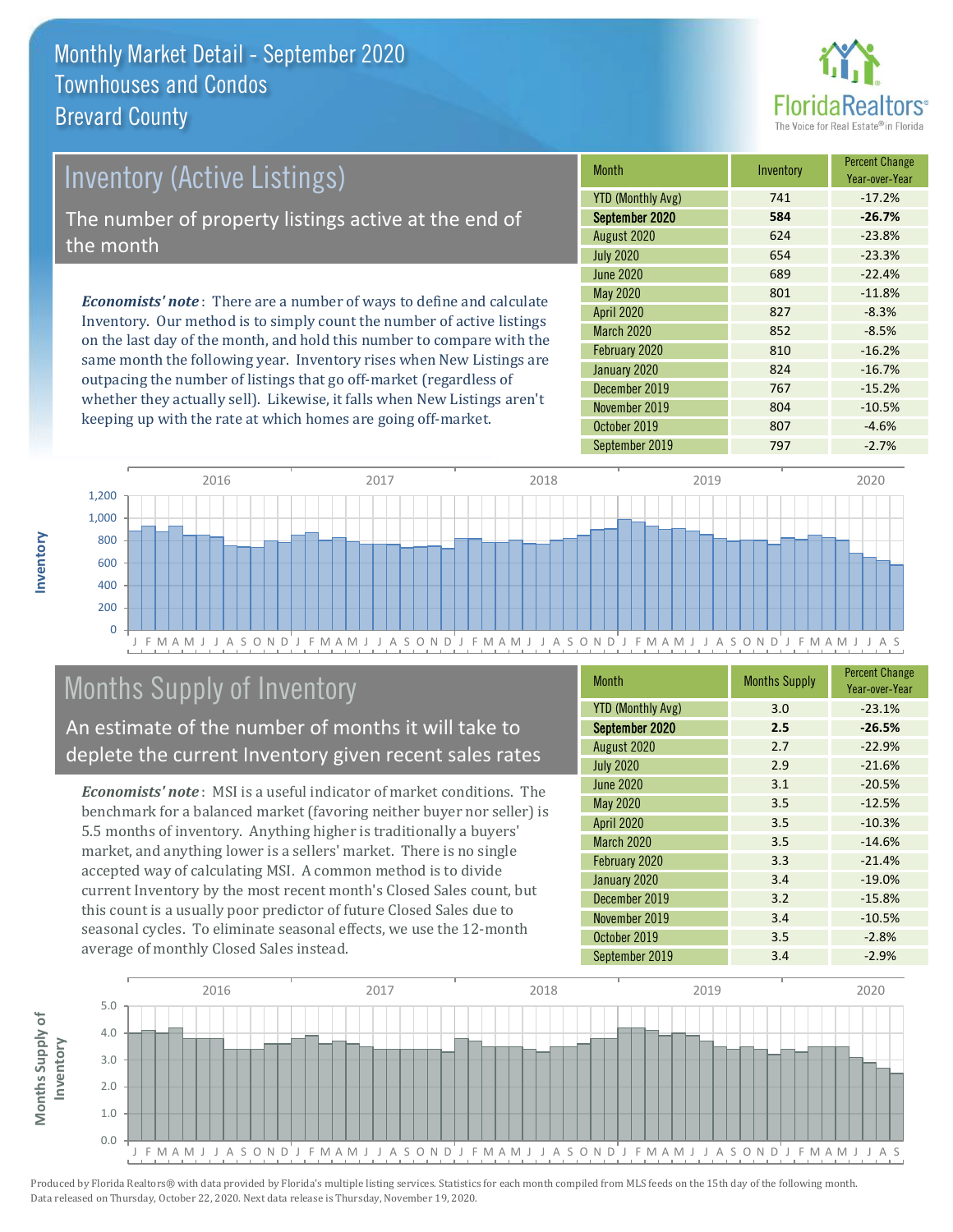# Monthly Market Detail - September 2020
## Townhouses and Condos
## Brevard County

## Inventory (Active Listings)

The number of property listings active at the end of the month

***Economists' note***: There are a number of ways to define and calculate Inventory. Our method is to simply count the number of active listings on the last day of the month, and hold this number to compare with the same month the following year. Inventory rises when New Listings are outpacing the number of listings that go off-market (regardless of whether they actually sell). Likewise, it falls when New Listings aren't keeping up with the rate at which homes are going off-market.

| Month | Inventory | Percent Change Year-over-Year |
|---|---|---|
| YTD (Monthly Avg) | 741 | -17.2% |
| **September 2020** | **584** | **-26.7%** |
| August 2020 | 624 | -23.8% |
| July 2020 | 654 | -23.3% |
| June 2020 | 689 | -22.4% |
| May 2020 | 801 | -11.8% |
| April 2020 | 827 | -8.3% |
| March 2020 | 852 | -8.5% |
| February 2020 | 810 | -16.2% |
| January 2020 | 824 | -16.7% |
| December 2019 | 767 | -15.2% |
| November 2019 | 804 | -10.5% |
| October 2019 | 807 | -4.6% |
| September 2019 | 797 | -2.7% |

## Months Supply of Inventory

An estimate of the number of months it will take to deplete the current Inventory given recent sales rates

***Economists' note***: MSI is a useful indicator of market conditions. The benchmark for a balanced market (favoring neither buyer nor seller) is 5.5 months of inventory. Anything higher is traditionally a buyers' market, and anything lower is a sellers' market. There is no single accepted way of calculating MSI. A common method is to divide current Inventory by the most recent month's Closed Sales count, but this count is a usually poor predictor of future Closed Sales due to seasonal cycles. To eliminate seasonal effects, we use the 12-month average of monthly Closed Sales instead.

| Month | Months Supply | Percent Change Year-over-Year |
|---|---|---|
| YTD (Monthly Avg) | 3.0 | -23.1% |
| **September 2020** | **2.5** | **-26.5%** |
| August 2020 | 2.7 | -22.9% |
| July 2020 | 2.9 | -21.6% |
| June 2020 | 3.1 | -20.5% |
| May 2020 | 3.5 | -12.5% |
| April 2020 | 3.5 | -10.3% |
| March 2020 | 3.5 | -14.6% |
| February 2020 | 3.3 | -21.4% |
| January 2020 | 3.4 | -19.0% |
| December 2019 | 3.2 | -15.8% |
| November 2019 | 3.4 | -10.5% |
| October 2019 | 3.5 | -2.8% |
| September 2019 | 3.4 | -2.9% |

Produced by Florida Realtors® with data provided by Florida's multiple listing services. Statistics for each month compiled from MLS feeds on the 15th day of the following month. Data released on Thursday, October 22, 2020. Next data release is Thursday, November 19, 2020.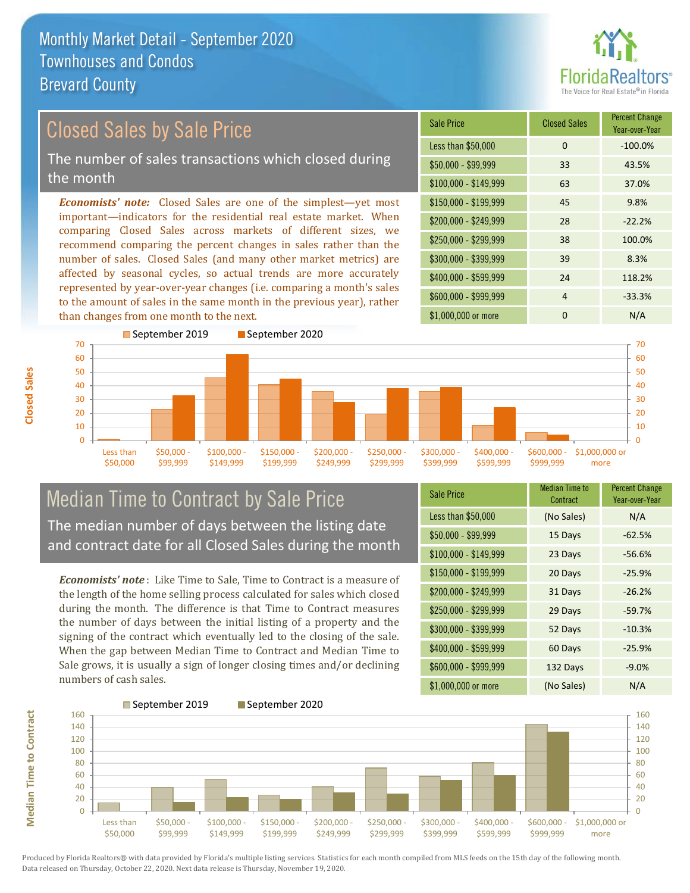# Monthly Market Detail - September 2020
## Townhouses and Condos
## Brevard County

## Closed Sales by Sale Price

The number of sales transactions which closed during the month

***Economists' note:*** Closed Sales are one of the simplest—yet most important—indicators for the residential real estate market. When comparing Closed Sales across markets of different sizes, we recommend comparing the percent changes in sales rather than the number of sales. Closed Sales (and many other market metrics) are affected by seasonal cycles, so actual trends are more accurately represented by year-over-year changes (i.e. comparing a month's sales to the amount of sales in the same month in the previous year), rather than changes from one month to the next.

| Sale Price | Closed Sales | Percent Change Year-over-Year |
|---|---|---|
| Less than $50,000 | 0 | -100.0% |
| $50,000 - $99,999 | 33 | 43.5% |
| $100,000 - $149,999 | 63 | 37.0% |
| $150,000 - $199,999 | 45 | 9.8% |
| $200,000 - $249,999 | 28 | -22.2% |
| $250,000 - $299,999 | 38 | 100.0% |
| $300,000 - $399,999 | 39 | 8.3% |
| $400,000 - $599,999 | 24 | 118.2% |
| $600,000 - $999,999 | 4 | -33.3% |
| $1,000,000 or more | 0 | N/A |

## Median Time to Contract by Sale Price

The median number of days between the listing date and contract date for all Closed Sales during the month

***Economists' note*:** Like Time to Sale, Time to Contract is a measure of the length of the home selling process calculated for sales which closed during the month. The difference is that Time to Contract measures the number of days between the initial listing of a property and the signing of the contract which eventually led to the closing of the sale. When the gap between Median Time to Contract and Median Time to Sale grows, it is usually a sign of longer closing times and/or declining numbers of cash sales.

| Sale Price | Median Time to Contract | Percent Change Year-over-Year |
|---|---|---|
| Less than $50,000 | (No Sales) | N/A |
| $50,000 - $99,999 | 15 Days | -62.5% |
| $100,000 - $149,999 | 23 Days | -56.6% |
| $150,000 - $199,999 | 20 Days | -25.9% |
| $200,000 - $249,999 | 31 Days | -26.2% |
| $250,000 - $299,999 | 29 Days | -59.7% |
| $300,000 - $399,999 | 52 Days | -10.3% |
| $400,000 - $599,999 | 60 Days | -25.9% |
| $600,000 - $999,999 | 132 Days | -9.0% |
| $1,000,000 or more | (No Sales) | N/A |

Produced by Florida Realtors® with data provided by Florida's multiple listing services. Statistics for each month compiled from MLS feeds on the 15th day of the following month. Data released on Thursday, October 22, 2020. Next data release is Thursday, November 19, 2020.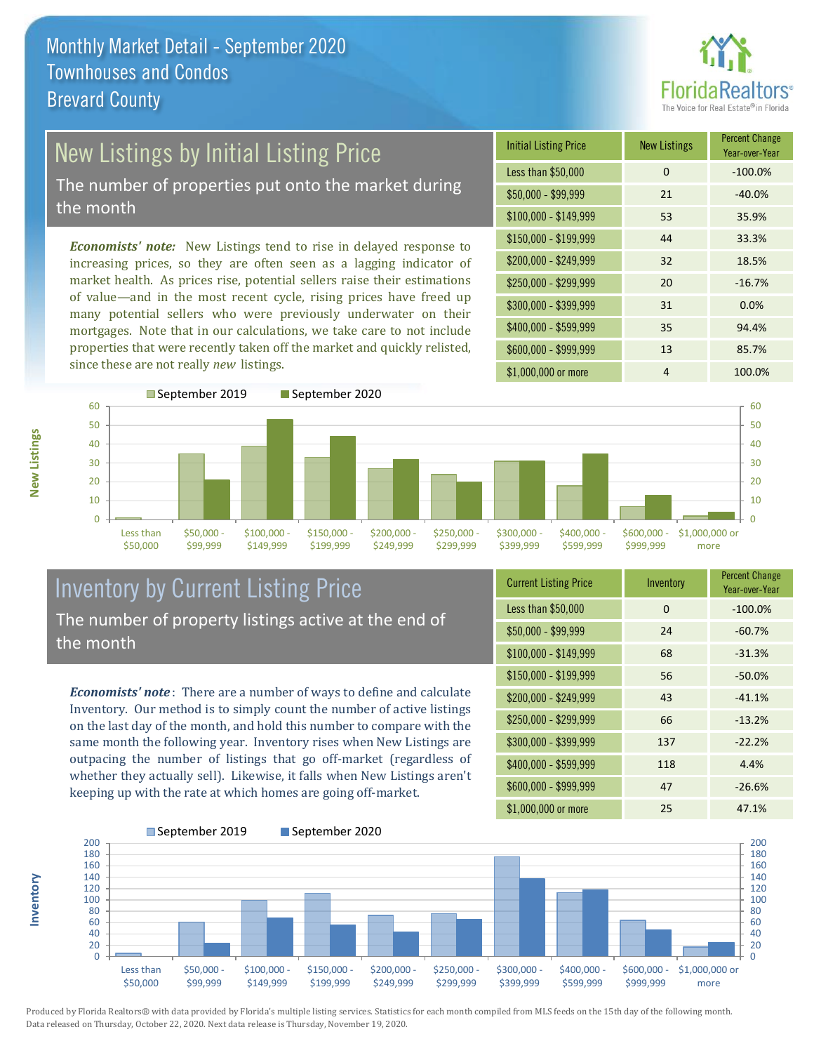# Monthly Market Detail - September 2020
## Townhouses and Condos
## Brevard County

## New Listings by Initial Listing Price

The number of properties put onto the market during the month

*Economists' note:* New Listings tend to rise in delayed response to increasing prices, so they are often seen as a lagging indicator of market health. As prices rise, potential sellers raise their estimations of value—and in the most recent cycle, rising prices have freed up many potential sellers who were previously underwater on their mortgages. Note that in our calculations, we take care to not include properties that were recently taken off the market and quickly relisted, since these are not really *new* listings.

| Initial Listing Price | New Listings | Percent Change Year-over-Year |
|---|---|---|
| Less than $50,000 | 0 | -100.0% |
| $50,000 - $99,999 | 21 | -40.0% |
| $100,000 - $149,999 | 53 | 35.9% |
| $150,000 - $199,999 | 44 | 33.3% |
| $200,000 - $249,999 | 32 | 18.5% |
| $250,000 - $299,999 | 20 | -16.7% |
| $300,000 - $399,999 | 31 | 0.0% |
| $400,000 - $599,999 | 35 | 94.4% |
| $600,000 - $999,999 | 13 | 85.7% |
| $1,000,000 or more | 4 | 100.0% |

## Inventory by Current Listing Price

The number of property listings active at the end of the month

*Economists' note*: There are a number of ways to define and calculate Inventory. Our method is to simply count the number of active listings on the last day of the month, and hold this number to compare with the same month the following year. Inventory rises when New Listings are outpacing the number of listings that go off-market (regardless of whether they actually sell). Likewise, it falls when New Listings aren't keeping up with the rate at which homes are going off-market.

| Current Listing Price | Inventory | Percent Change Year-over-Year |
|---|---|---|
| Less than $50,000 | 0 | -100.0% |
| $50,000 - $99,999 | 24 | -60.7% |
| $100,000 - $149,999 | 68 | -31.3% |
| $150,000 - $199,999 | 56 | -50.0% |
| $200,000 - $249,999 | 43 | -41.1% |
| $250,000 - $299,999 | 66 | -13.2% |
| $300,000 - $399,999 | 137 | -22.2% |
| $400,000 - $599,999 | 118 | 4.4% |
| $600,000 - $999,999 | 47 | -26.6% |
| $1,000,000 or more | 25 | 47.1% |

Produced by Florida Realtors® with data provided by Florida's multiple listing services. Statistics for each month compiled from MLS feeds on the 15th day of the following month. Data released on Thursday, October 22, 2020. Next data release is Thursday, November 19, 2020.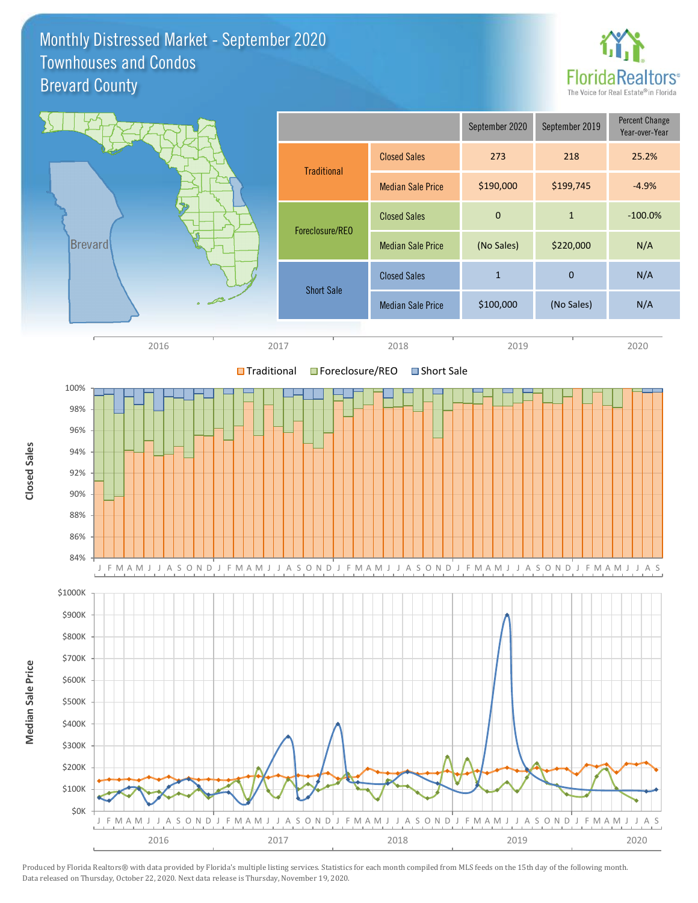# Monthly Distressed Market - September 2020
## Townhouses and Condos
## Brevard County

FloridaRealtors®
The Voice for Real Estate® in Florida

Brevard

| | | September 2020 | September 2019 | Percent Change Year-over-Year |
|---|---|---|---|---|
| Traditional | Closed Sales | 273 | 218 | 25.2% |
| | Median Sale Price | $190,000 | $199,745 | -4.9% |
| Foreclosure/REO | Closed Sales | 0 | 1 | -100.0% |
| | Median Sale Price | (No Sales) | $220,000 | N/A |
| Short Sale | Closed Sales | 1 | 0 | N/A |
| | Median Sale Price | $100,000 | (No Sales) | N/A |

2016 2017 2018 2019 2020

Traditional Foreclosure/REO Short Sale

Closed Sales

100%
98%
96%
94%
92%
90%
88%
86%
84%

J F M A M J J A S O N D J F M A M J J A S O N D J F M A M J J A S O N D J F M A M J J A S O N D J F M A M J J A S

Median Sale Price

$1000K
$900K
$800K
$700K
$600K
$500K
$400K
$300K
$200K
$100K
$0K

J F M A M J J A S O N D J F M A M J J A S O N D J F M A M J J A S O N D J F M A M J J A S O N D J F M A M J J A S

2016 2017 2018 2019 2020

Produced by Florida Realtors® with data provided by Florida's multiple listing services. Statistics for each month compiled from MLS feeds on the 15th day of the following month.
Data released on Thursday, October 22, 2020. Next data release is Thursday, November 19, 2020.